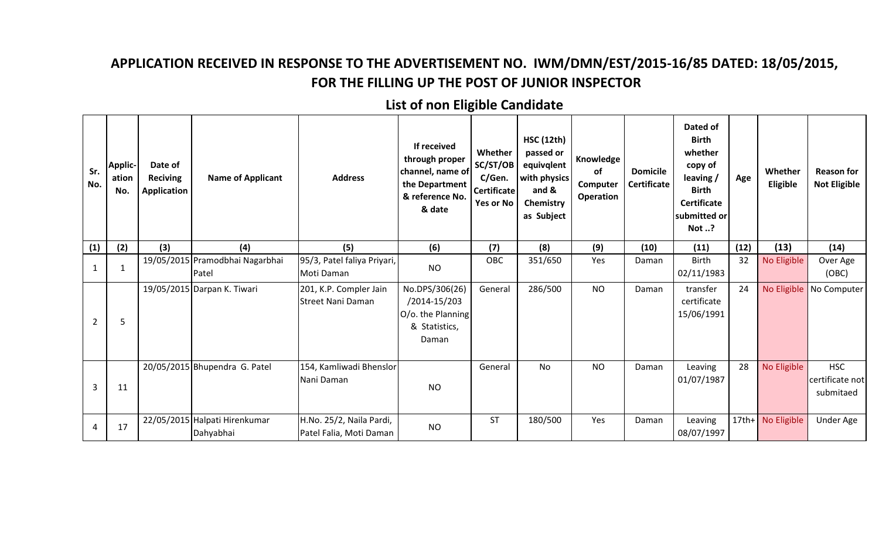# APPLICATION RECEIVED IN RESPONSE TO THE ADVERTISEMENT NO. IWM/DMN/EST/2015-16/85 DATED: 18/05/2015, FOR THE FILLING UP THE POST OF JUNIOR INSPECTOR

## List of non Eligible Candidate

| Sr. No. | Applic-ation No. | Date of Reciving Application | Name of Applicant | Address | If received through proper channel, name of the Department & reference No. & date | Whether SC/ST/OBC/Gen. Certificate Yes or No | HSC (12th) passed or equivqlent with physics and & Chemistry as Subject | Knowledge of Computer Operation | Domicile Certificate | Dated of Birth whether copy of leaving / Birth Certificate submitted or Not ..? | Age | Whether Eligible | Reason for Not Eligible |
|---|---|---|---|---|---|---|---|---|---|---|---|---|---|
| (1) | (2) | (3) | (4) | (5) | (6) | (7) | (8) | (9) | (10) | (11) | (12) | (13) | (14) |
| 1 | 1 | 19/05/2015 | Pramodbhai Nagarbhai Patel | 95/3, Patel faliya Priyari, Moti Daman | NO | OBC | 351/650 | Yes | Daman | Birth 02/11/1983 | 32 | No Eligible | Over Age (OBC) |
| 2 | 5 | 19/05/2015 | Darpan K. Tiwari | 201, K.P. Compler Jain Street Nani Daman | No.DPS/306(26) /2014-15/203 O/o. the Planning & Statistics, Daman | General | 286/500 | NO | Daman | transfer certificate 15/06/1991 | 24 | No Eligible | No Computer |
| 3 | 11 | 20/05/2015 | Bhupendra G. Patel | 154, Kamliwadi Bhenslor Nani Daman | NO | General | No | NO | Daman | Leaving 01/07/1987 | 28 | No Eligible | HSC certificate not submitaed |
| 4 | 17 | 22/05/2015 | Halpati Hirenkumar Dahyabhai | H.No. 25/2, Naila Pardi, Patel Falia, Moti Daman | NO | ST | 180/500 | Yes | Daman | Leaving 08/07/1997 | 17th+ | No Eligible | Under Age |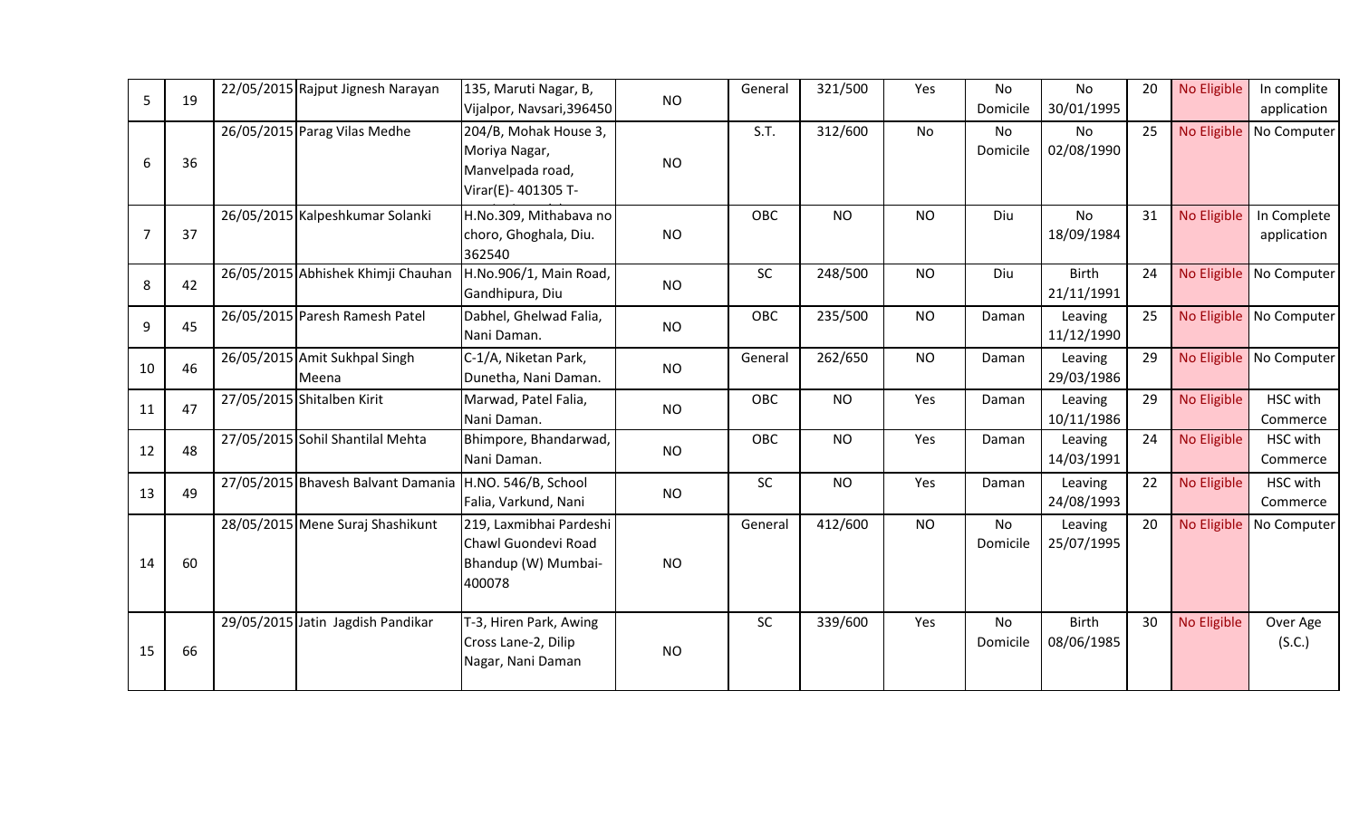| | | | | | | | | | | | | | |
|---|---|---|---|---|---|---|---|---|---|---|---|---|---|
| 5 | 19 | 22/05/2015 | Rajput Jignesh Narayan | 135, Maruti Nagar, B, Vijalpor, Navsari,396450 | NO | General | 321/500 | Yes | No Domicile | No 30/01/1995 | 20 | No Eligible | In complite application |
| 6 | 36 | 26/05/2015 | Parag Vilas Medhe | 204/B, Mohak House 3, Moriya Nagar, Manvelpada road, Virar(E)- 401305 T- | NO | S.T. | 312/600 | No | No Domicile | No 02/08/1990 | 25 | No Eligible | No Computer |
| 7 | 37 | 26/05/2015 | Kalpeshkumar Solanki | H.No.309, Mithabava no choro, Ghoghala, Diu. 362540 | NO | OBC | NO | NO | Diu | No 18/09/1984 | 31 | No Eligible | In Complete application |
| 8 | 42 | 26/05/2015 | Abhishek Khimji Chauhan | H.No.906/1, Main Road, Gandhipura, Diu | NO | SC | 248/500 | NO | Diu | Birth 21/11/1991 | 24 | No Eligible | No Computer |
| 9 | 45 | 26/05/2015 | Paresh Ramesh Patel | Dabhel, Ghelwad Falia, Nani Daman. | NO | OBC | 235/500 | NO | Daman | Leaving 11/12/1990 | 25 | No Eligible | No Computer |
| 10 | 46 | 26/05/2015 | Amit Sukhpal Singh Meena | C-1/A, Niketan Park, Dunetha, Nani Daman. | NO | General | 262/650 | NO | Daman | Leaving 29/03/1986 | 29 | No Eligible | No Computer |
| 11 | 47 | 27/05/2015 | Shitalben Kirit | Marwad, Patel Falia, Nani Daman. | NO | OBC | NO | Yes | Daman | Leaving 10/11/1986 | 29 | No Eligible | HSC with Commerce |
| 12 | 48 | 27/05/2015 | Sohil Shantilal Mehta | Bhimpore, Bhandarwad, Nani Daman. | NO | OBC | NO | Yes | Daman | Leaving 14/03/1991 | 24 | No Eligible | HSC with Commerce |
| 13 | 49 | 27/05/2015 | Bhavesh Balvant Damania | H.NO. 546/B, School Falia, Varkund, Nani | NO | SC | NO | Yes | Daman | Leaving 24/08/1993 | 22 | No Eligible | HSC with Commerce |
| 14 | 60 | 28/05/2015 | Mene Suraj Shashikunt | 219, Laxmibhai Pardeshi Chawl Guondevi Road Bhandup (W) Mumbai-400078 | NO | General | 412/600 | NO | No Domicile | Leaving 25/07/1995 | 20 | No Eligible | No Computer |
| 15 | 66 | 29/05/2015 | Jatin Jagdish Pandikar | T-3, Hiren Park, Awing Cross Lane-2, Dilip Nagar, Nani Daman | NO | SC | 339/600 | Yes | No Domicile | Birth 08/06/1985 | 30 | No Eligible | Over Age (S.C.) |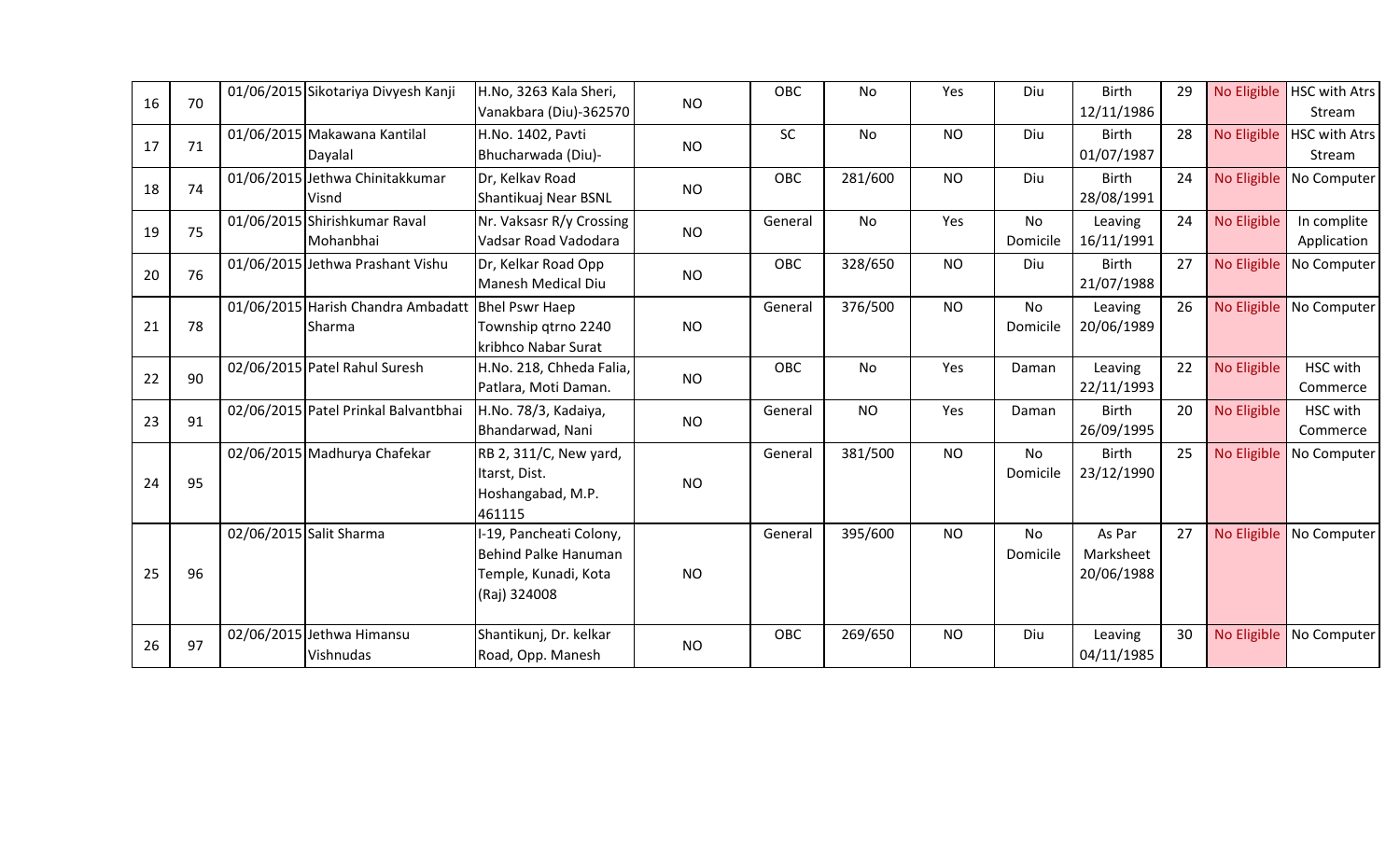| 16 | 70 | 01/06/2015 | Sikotariya Divyesh Kanji | H.No, 3263 Kala Sheri, Vanakbara (Diu)-362570 | NO | OBC | No | Yes | Diu | Birth 12/11/1986 | 29 | No Eligible | HSC with Atrs Stream |
|---|---|---|---|---|---|---|---|---|---|---|---|---|---|
| 17 | 71 | 01/06/2015 | Makawana Kantilal Dayalal | H.No. 1402, Pavti Bhucharwada (Diu)- | NO | SC | No | NO | Diu | Birth 01/07/1987 | 28 | No Eligible | HSC with Atrs Stream |
| 18 | 74 | 01/06/2015 | Jethwa Chinitakkumar Visnd | Dr, Kelkav Road Shantikuaj Near BSNL | NO | OBC | 281/600 | NO | Diu | Birth 28/08/1991 | 24 | No Eligible | No Computer |
| 19 | 75 | 01/06/2015 | Shirishkumar Raval Mohanbhai | Nr. Vaksasr R/y Crossing Vadsar Road Vadodara | NO | General | No | Yes | No Domicile | Leaving 16/11/1991 | 24 | No Eligible | In complite Application |
| 20 | 76 | 01/06/2015 | Jethwa Prashant Vishu | Dr, Kelkar Road Opp Manesh Medical Diu | NO | OBC | 328/650 | NO | Diu | Birth 21/07/1988 | 27 | No Eligible | No Computer |
| 21 | 78 | 01/06/2015 | Harish Chandra Ambadatt Sharma | Bhel Pswr Haep Township qtrno 2240 kribhco Nabar Surat | NO | General | 376/500 | NO | No Domicile | Leaving 20/06/1989 | 26 | No Eligible | No Computer |
| 22 | 90 | 02/06/2015 | Patel Rahul Suresh | H.No. 218, Chheda Falia, Patlara, Moti Daman. | NO | OBC | No | Yes | Daman | Leaving 22/11/1993 | 22 | No Eligible | HSC with Commerce |
| 23 | 91 | 02/06/2015 | Patel Prinkal Balvantbhai | H.No. 78/3, Kadaiya, Bhandarwad, Nani | NO | General | NO | Yes | Daman | Birth 26/09/1995 | 20 | No Eligible | HSC with Commerce |
| 24 | 95 | 02/06/2015 | Madhurya Chafekar | RB 2, 311/C, New yard, Itarst, Dist. Hoshangabad, M.P. 461115 | NO | General | 381/500 | NO | No Domicile | Birth 23/12/1990 | 25 | No Eligible | No Computer |
| 25 | 96 | 02/06/2015 | Salit Sharma | I-19, Pancheati Colony, Behind Palke Hanuman Temple, Kunadi, Kota (Raj) 324008 | NO | General | 395/600 | NO | No Domicile | As Par Marksheet 20/06/1988 | 27 | No Eligible | No Computer |
| 26 | 97 | 02/06/2015 | Jethwa Himansu Vishnudas | Shantikunj, Dr. kelkar Road, Opp. Manesh | NO | OBC | 269/650 | NO | Diu | Leaving 04/11/1985 | 30 | No Eligible | No Computer |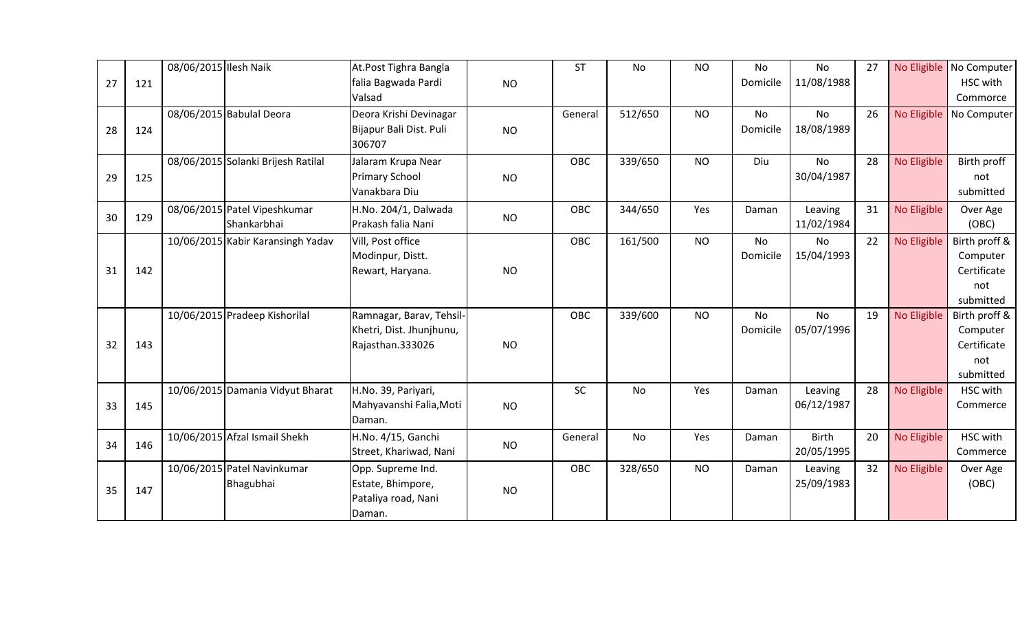| | | | | | | | | | | | | | |
|---|---|---|---|---|---|---|---|---|---|---|---|---|---|
| 27 | 121 | 08/06/2015 | Ilesh Naik | At.Post Tighra Bangla falia Bagwada Pardi Valsad | NO | ST | No | NO | No Domicile | No 11/08/1988 | 27 | No Eligible | No Computer HSC with Commorce |
| 28 | 124 | 08/06/2015 | Babulal Deora | Deora Krishi Devinagar Bijapur Bali Dist. Puli 306707 | NO | General | 512/650 | NO | No Domicile | No 18/08/1989 | 26 | No Eligible | No Computer |
| 29 | 125 | 08/06/2015 | Solanki Brijesh Ratilal | Jalaram Krupa Near Primary School Vanakbara Diu | NO | OBC | 339/650 | NO | Diu | No 30/04/1987 | 28 | No Eligible | Birth proff not submitted |
| 30 | 129 | 08/06/2015 | Patel Vipeshkumar Shankarbhai | H.No. 204/1, Dalwada Prakash falia Nani | NO | OBC | 344/650 | Yes | Daman | Leaving 11/02/1984 | 31 | No Eligible | Over Age (OBC) |
| 31 | 142 | 10/06/2015 | Kabir Karansingh Yadav | Vill, Post office Modinpur, Distt. Rewart, Haryana. | NO | OBC | 161/500 | NO | No Domicile | No 15/04/1993 | 22 | No Eligible | Birth proff & Computer Certificate not submitted |
| 32 | 143 | 10/06/2015 | Pradeep Kishorilal | Ramnagar, Barav, Tehsil-Khetri, Dist. Jhunjhunu, Rajasthan.333026 | NO | OBC | 339/600 | NO | No Domicile | No 05/07/1996 | 19 | No Eligible | Birth proff & Computer Certificate not submitted |
| 33 | 145 | 10/06/2015 | Damania Vidyut Bharat | H.No. 39, Pariyari, Mahyavanshi Falia,Moti Daman. | NO | SC | No | Yes | Daman | Leaving 06/12/1987 | 28 | No Eligible | HSC with Commerce |
| 34 | 146 | 10/06/2015 | Afzal Ismail Shekh | H.No. 4/15, Ganchi Street, Khariwad, Nani | NO | General | No | Yes | Daman | Birth 20/05/1995 | 20 | No Eligible | HSC with Commerce |
| 35 | 147 | 10/06/2015 | Patel Navinkumar Bhagubhai | Opp. Supreme Ind. Estate, Bhimpore, Pataliya road, Nani Daman. | NO | OBC | 328/650 | NO | Daman | Leaving 25/09/1983 | 32 | No Eligible | Over Age (OBC) |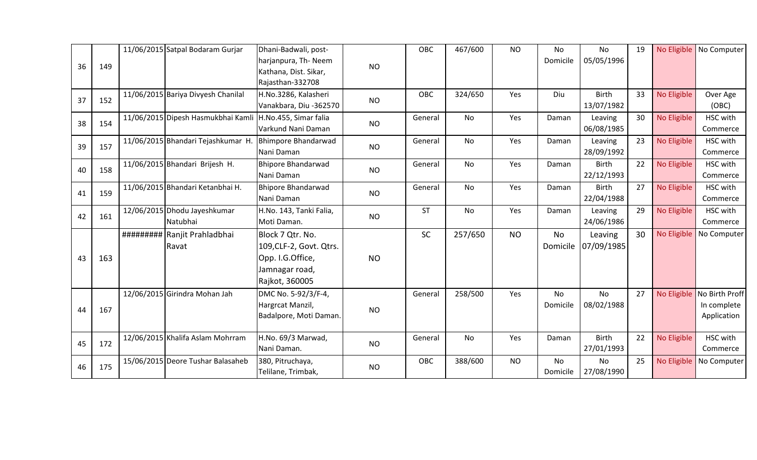| | | | | | | | | | | | | | |
|---|---|---|---|---|---|---|---|---|---|---|---|---|---|
| 36 | 149 | 11/06/2015 | Satpal Bodaram Gurjar | Dhani-Badwali, post-harjanpura, Th- Neem Kathana, Dist. Sikar, Rajasthan-332708 | NO | OBC | 467/600 | NO | No Domicile | No 05/05/1996 | 19 | No Eligible | No Computer |
| 37 | 152 | 11/06/2015 | Bariya Divyesh Chanilal | H.No.3286, Kalasheri Vanakbara, Diu -362570 | NO | OBC | 324/650 | Yes | Diu | Birth 13/07/1982 | 33 | No Eligible | Over Age (OBC) |
| 38 | 154 | 11/06/2015 | Dipesh Hasmukbhai Kamli | H.No.455, Simar falia Varkund Nani Daman | NO | General | No | Yes | Daman | Leaving 06/08/1985 | 30 | No Eligible | HSC with Commerce |
| 39 | 157 | 11/06/2015 | Bhandari Tejashkumar H. | Bhimpore Bhandarwad Nani Daman | NO | General | No | Yes | Daman | Leaving 28/09/1992 | 23 | No Eligible | HSC with Commerce |
| 40 | 158 | 11/06/2015 | Bhandari Brijesh H. | Bhipore Bhandarwad Nani Daman | NO | General | No | Yes | Daman | Birth 22/12/1993 | 22 | No Eligible | HSC with Commerce |
| 41 | 159 | 11/06/2015 | Bhandari Ketanbhai H. | Bhipore Bhandarwad Nani Daman | NO | General | No | Yes | Daman | Birth 22/04/1988 | 27 | No Eligible | HSC with Commerce |
| 42 | 161 | 12/06/2015 | Dhodu Jayeshkumar Natubhai | H.No. 143, Tanki Falia, Moti Daman. | NO | ST | No | Yes | Daman | Leaving 24/06/1986 | 29 | No Eligible | HSC with Commerce |
| 43 | 163 | ######### | Ranjit Prahladbhai Ravat | Block 7 Qtr. No. 109,CLF-2, Govt. Qtrs. Opp. I.G.Office, Jamnagar road, Rajkot, 360005 | NO | SC | 257/650 | NO | No Domicile | Leaving 07/09/1985 | 30 | No Eligible | No Computer |
| 44 | 167 | 12/06/2015 | Girindra Mohan Jah | DMC No. 5-92/3/F-4, Hargrcat Manzil, Badalpore, Moti Daman. | NO | General | 258/500 | Yes | No Domicile | No 08/02/1988 | 27 | No Eligible | No Birth Proff In complete Application |
| 45 | 172 | 12/06/2015 | Khalifa Aslam Mohrram | H.No. 69/3 Marwad, Nani Daman. | NO | General | No | Yes | Daman | Birth 27/01/1993 | 22 | No Eligible | HSC with Commerce |
| 46 | 175 | 15/06/2015 | Deore Tushar Balasaheb | 380, Pitruchaya, Telilane, Trimbak, | NO | OBC | 388/600 | NO | No Domicile | No 27/08/1990 | 25 | No Eligible | No Computer |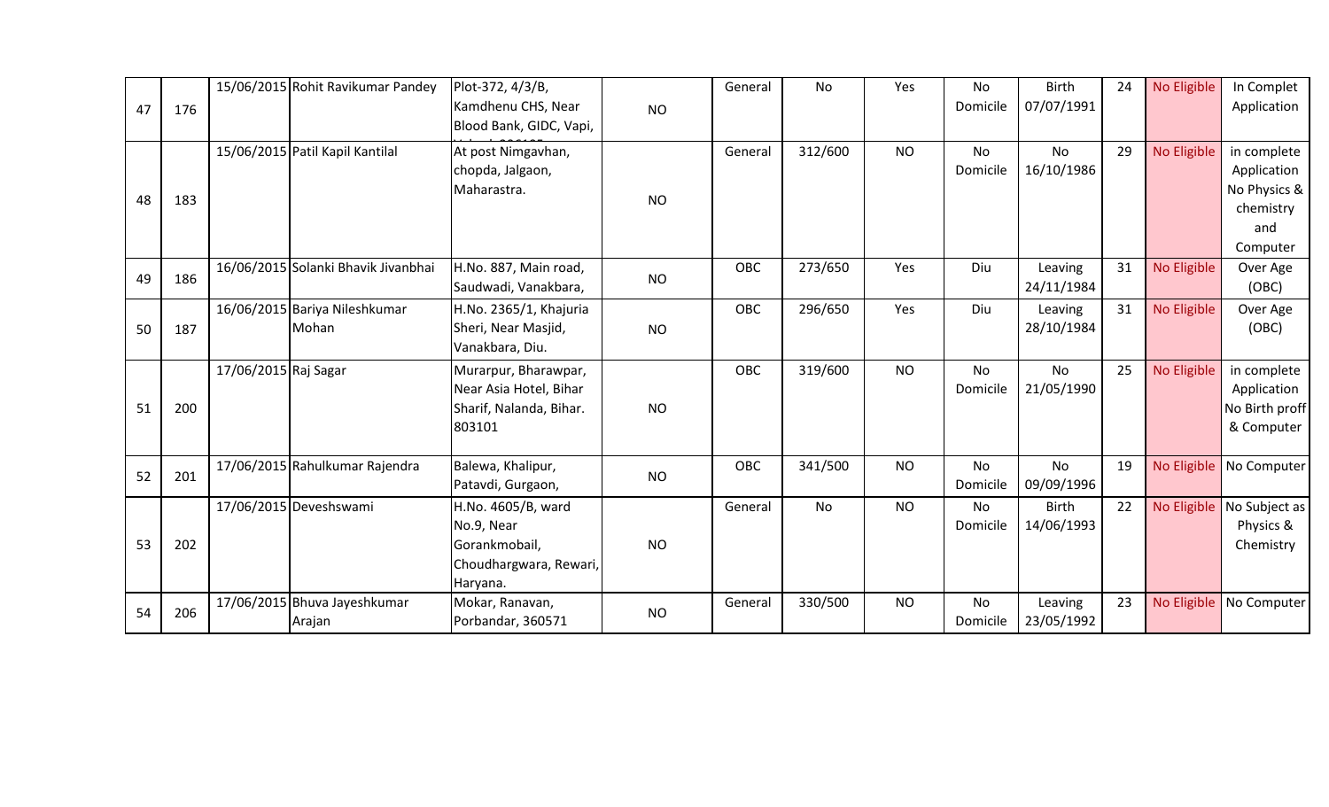| | | | | | | | | | | | | | |
|---|---|---|---|---|---|---|---|---|---|---|---|---|---|
| 47 | 176 | 15/06/2015 | Rohit Ravikumar Pandey | Plot-372, 4/3/B, Kamdhenu CHS, Near Blood Bank, GIDC, Vapi, | NO | General | No | Yes | No Domicile | Birth 07/07/1991 | 24 | No Eligible | In Complet Application |
| 48 | 183 | 15/06/2015 | Patil Kapil Kantilal | At post Nimgavhan, chopda, Jalgaon, Maharastra. | NO | General | 312/600 | NO | No Domicile | No 16/10/1986 | 29 | No Eligible | in complete Application No Physics & chemistry and Computer |
| 49 | 186 | 16/06/2015 | Solanki Bhavik Jivanbhai | H.No. 887, Main road, Saudwadi, Vanakbara, | NO | OBC | 273/650 | Yes | Diu | Leaving 24/11/1984 | 31 | No Eligible | Over Age (OBC) |
| 50 | 187 | 16/06/2015 | Bariya Nileshkumar Mohan | H.No. 2365/1, Khajuria Sheri, Near Masjid, Vanakbara, Diu. | NO | OBC | 296/650 | Yes | Diu | Leaving 28/10/1984 | 31 | No Eligible | Over Age (OBC) |
| 51 | 200 | 17/06/2015 | Raj Sagar | Murarpur, Bharawpar, Near Asia Hotel, Bihar Sharif, Nalanda, Bihar. 803101 | NO | OBC | 319/600 | NO | No Domicile | No 21/05/1990 | 25 | No Eligible | in complete Application No Birth proff & Computer |
| 52 | 201 | 17/06/2015 | Rahulkumar Rajendra | Balewa, Khalipur, Patavdi, Gurgaon, | NO | OBC | 341/500 | NO | No Domicile | No 09/09/1996 | 19 | No Eligible | No Computer |
| 53 | 202 | 17/06/2015 | Deveshswami | H.No. 4605/B, ward No.9, Near Gorankmobail, Choudhargwara, Rewari, Haryana. | NO | General | No | NO | No Domicile | Birth 14/06/1993 | 22 | No Eligible | No Subject as Physics & Chemistry |
| 54 | 206 | 17/06/2015 | Bhuva Jayeshkumar Arajan | Mokar, Ranavan, Porbandar, 360571 | NO | General | 330/500 | NO | No Domicile | Leaving 23/05/1992 | 23 | No Eligible | No Computer |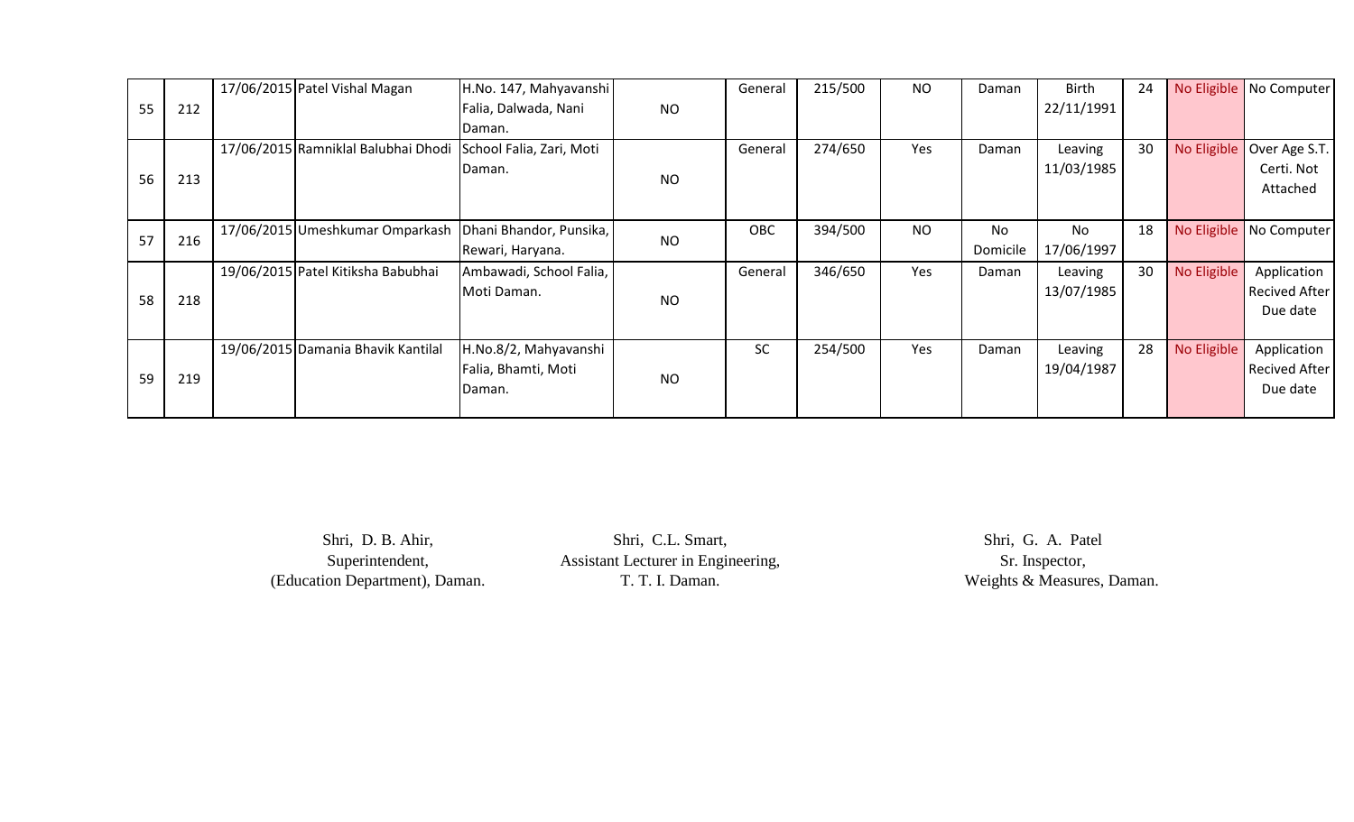| | | | | | | | | | | | | | |
|---|---|---|---|---|---|---|---|---|---|---|---|---|---|
| 55 | 212 | 17/06/2015 | Patel Vishal Magan | H.No. 147, Mahyavanshi Falia, Dalwada, Nani Daman. | NO | General | 215/500 | NO | Daman | Birth 22/11/1991 | 24 | No Eligible | No Computer |
| 56 | 213 | 17/06/2015 | Ramniklal Balubhai Dhodi | School Falia, Zari, Moti Daman. | NO | General | 274/650 | Yes | Daman | Leaving 11/03/1985 | 30 | No Eligible | Over Age S.T. Certi. Not Attached |
| 57 | 216 | 17/06/2015 | Umeshkumar Omparkash | Dhani Bhandor, Punsika, Rewari, Haryana. | NO | OBC | 394/500 | NO | No Domicile | No 17/06/1997 | 18 | No Eligible | No Computer |
| 58 | 218 | 19/06/2015 | Patel Kitiksha Babubhai | Ambawadi, School Falia, Moti Daman. | NO | General | 346/650 | Yes | Daman | Leaving 13/07/1985 | 30 | No Eligible | Application Recived After Due date |
| 59 | 219 | 19/06/2015 | Damania Bhavik Kantilal | H.No.8/2, Mahyavanshi Falia, Bhamti, Moti Daman. | NO | SC | 254/500 | Yes | Daman | Leaving 19/04/1987 | 28 | No Eligible | Application Recived After Due date |

Shri, D. B. Ahir,
Superintendent,
(Education Department), Daman.

Shri, C.L. Smart,
Assistant Lecturer in Engineering,
T. T. I. Daman.

Shri, G. A. Patel
Sr. Inspector,
Weights & Measures, Daman.